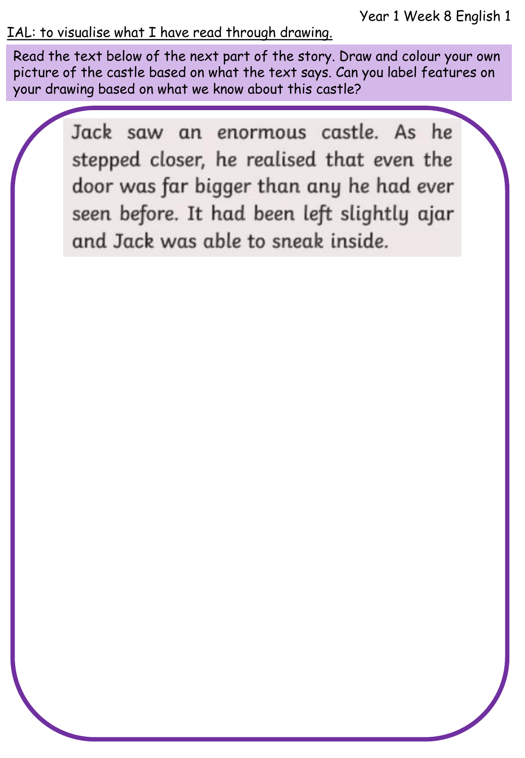Year 1 Week 8 English 1

<u>IAL: to visualise what I have read through drawing.</u>

Read the text below of the next part of the story. Draw and colour your own picture of the castle based on what the text says. Can you label features on your drawing based on what we know about this castle?

Jack saw an enormous castle. As he stepped closer, he realised that even the door was far bigger than any he had ever seen before. It had been left slightly ajar and Jack was able to sneak inside.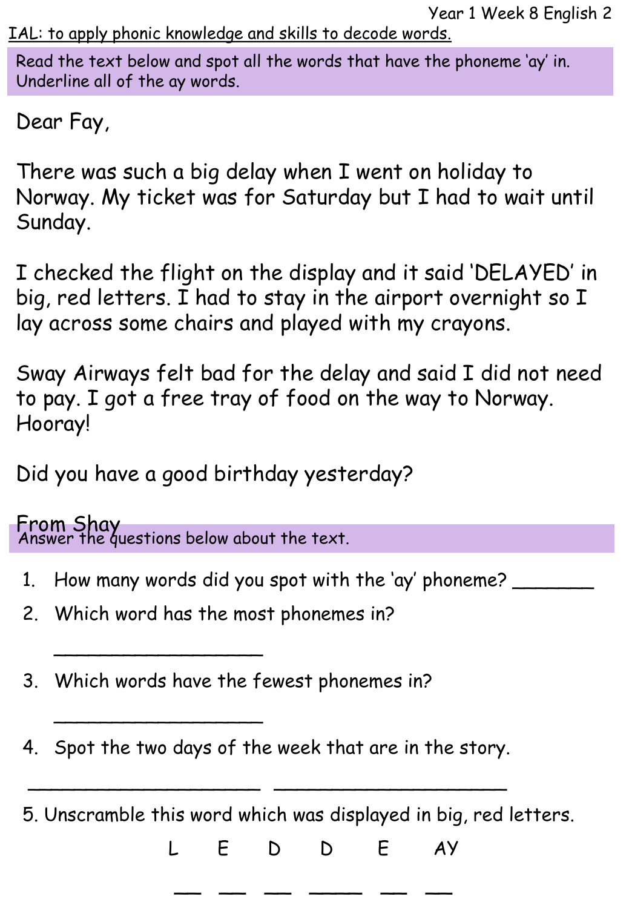Year 1 Week 8 English 2

IAL: to apply phonic knowledge and skills to decode words.

Read the text below and spot all the words that have the phoneme 'ay' in. Underline all of the ay words.

Dear Fay,

There was such a big delay when I went on holiday to Norway. My ticket was for Saturday but I had to wait until Sunday.

I checked the flight on the display and it said 'DELAYED' in big, red letters. I had to stay in the airport overnight so I lay across some chairs and played with my crayons.

Sway Airways felt bad for the delay and said I did not need to pay. I got a free tray of food on the way to Norway. Hooray!

Did you have a good birthday yesterday?

From Shay

Answer the questions below about the text.

1. How many words did you spot with the 'ay' phoneme? _______
2. Which word has the most phonemes in?

   __________________

3. Which words have the fewest phonemes in?

   __________________

4. Spot the two days of the week that are in the story.

   ____________________ ____________________

5. Unscramble this word which was displayed in big, red letters.

   L E D D E AY

   __ __ __ __ __ __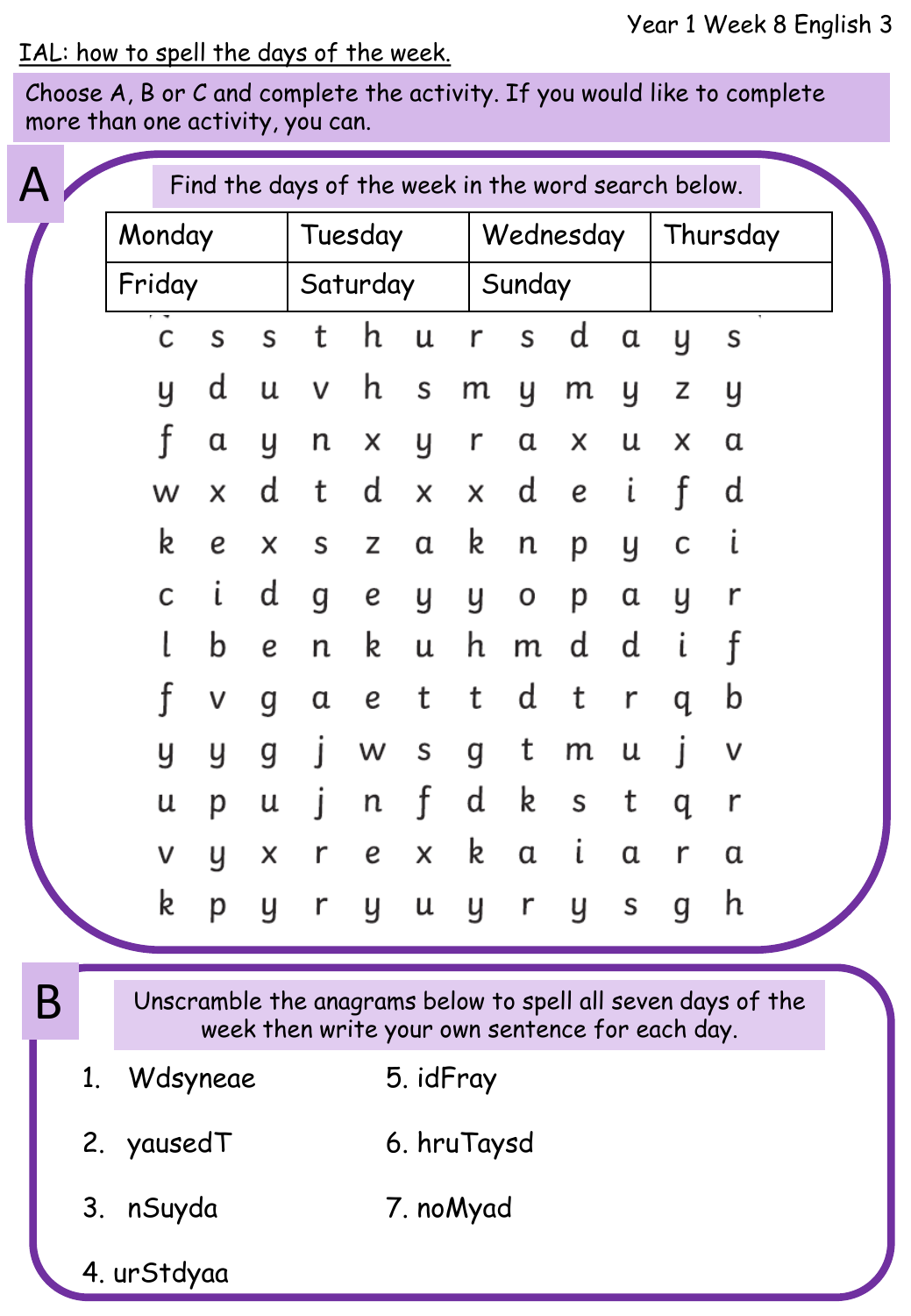Year 1 Week 8 English 3

IAL: how to spell the days of the week.

Choose A, B or C and complete the activity. If you would like to complete more than one activity, you can.

## A

Find the days of the week in the word search below.

| Monday | Tuesday | Wednesday | Thursday |
|---|---|---|---|
| Friday | Saturday | Sunday | |

| | | | | | | | | | | | |
|---|---|---|---|---|---|---|---|---|---|---|---|
| c | s | s | t | h | u | r | s | d | a | y | s |
| y | d | u | v | h | s | m | y | m | y | z | y |
| f | a | y | n | x | y | r | a | x | u | x | a |
| w | x | d | t | d | x | x | d | e | i | f | d |
| k | e | x | s | z | a | k | n | p | y | c | i |
| c | i | d | g | e | y | y | o | p | a | y | r |
| l | b | e | n | k | u | h | m | d | d | i | f |
| f | v | g | a | e | t | t | d | t | r | q | b |
| y | y | g | j | w | s | g | t | m | u | j | v |
| u | p | u | j | n | f | d | k | s | t | q | r |
| v | y | x | r | e | x | k | a | i | a | r | a |
| k | p | y | r | y | u | y | r | y | s | g | h |

## B

Unscramble the anagrams below to spell all seven days of the week then write your own sentence for each day.

1. Wdsyneae
2. yausedT
3. nSuyda
4. urStdyaa
5. idFray
6. hruTaysd
7. noMyad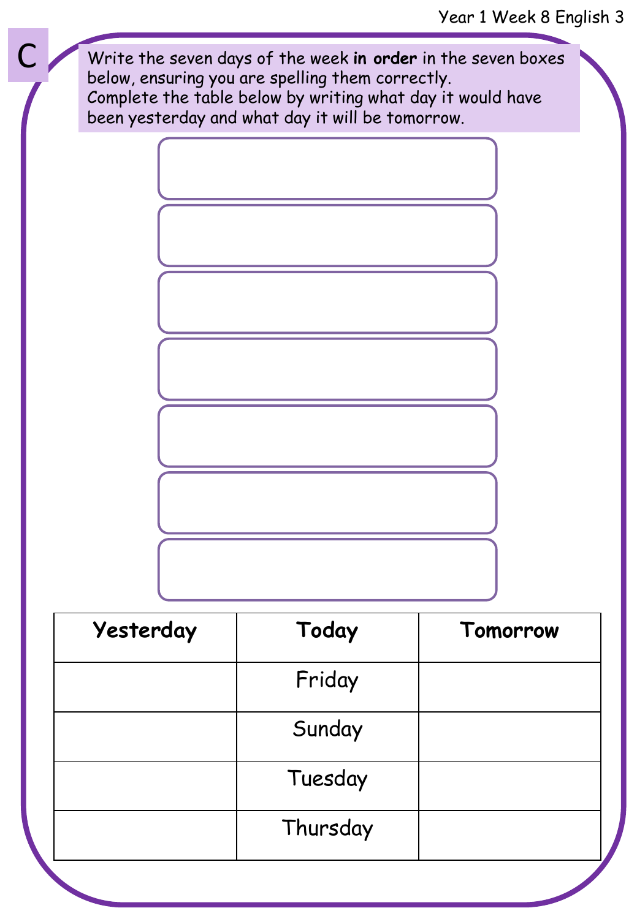C

Write the seven days of the week **in order** in the seven boxes below, ensuring you are spelling them correctly.
Complete the table below by writing what day it would have been yesterday and what day it will be tomorrow.

| Yesterday | Today | Tomorrow |
| --- | --- | --- |
| | Friday | |
| | Sunday | |
| | Tuesday | |
| | Thursday | |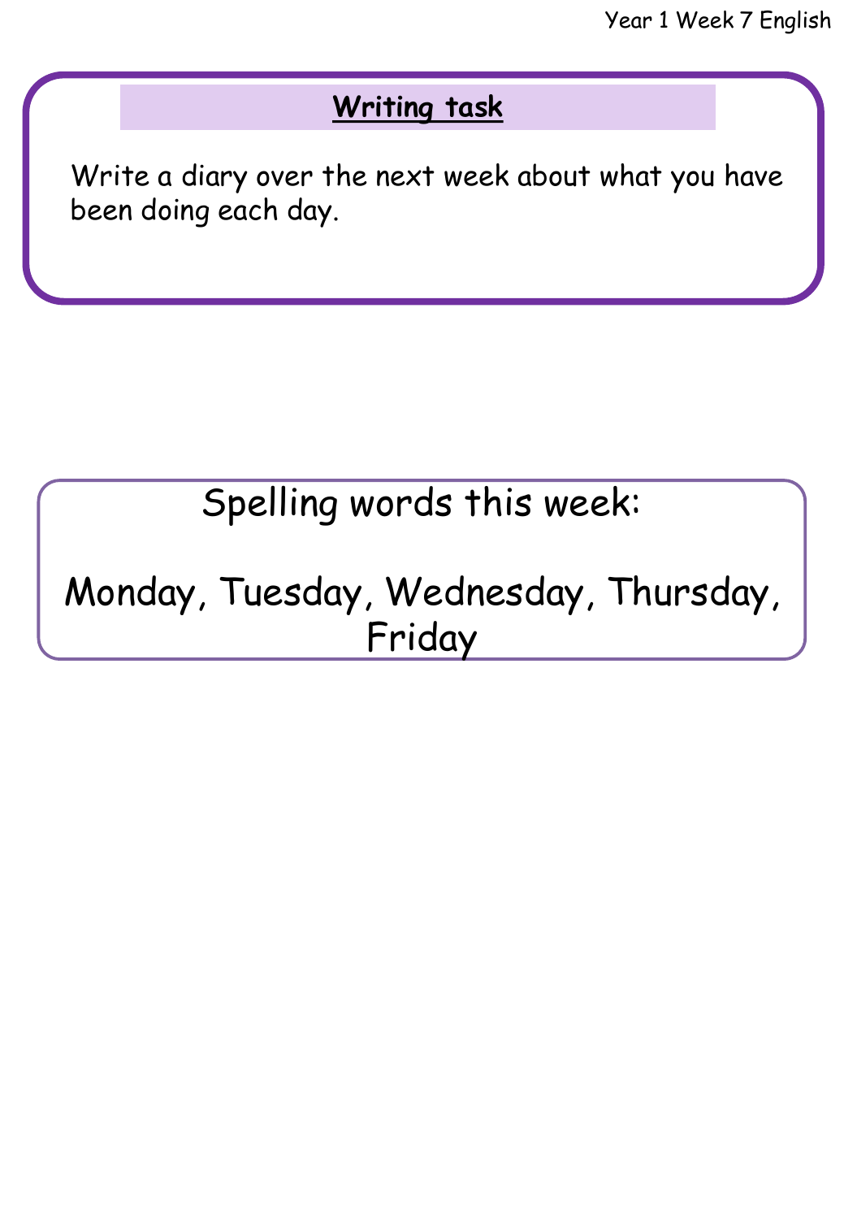## **Writing task**

Write a diary over the next week about what you have been doing each day.

Spelling words this week:

Monday, Tuesday, Wednesday, Thursday, Friday